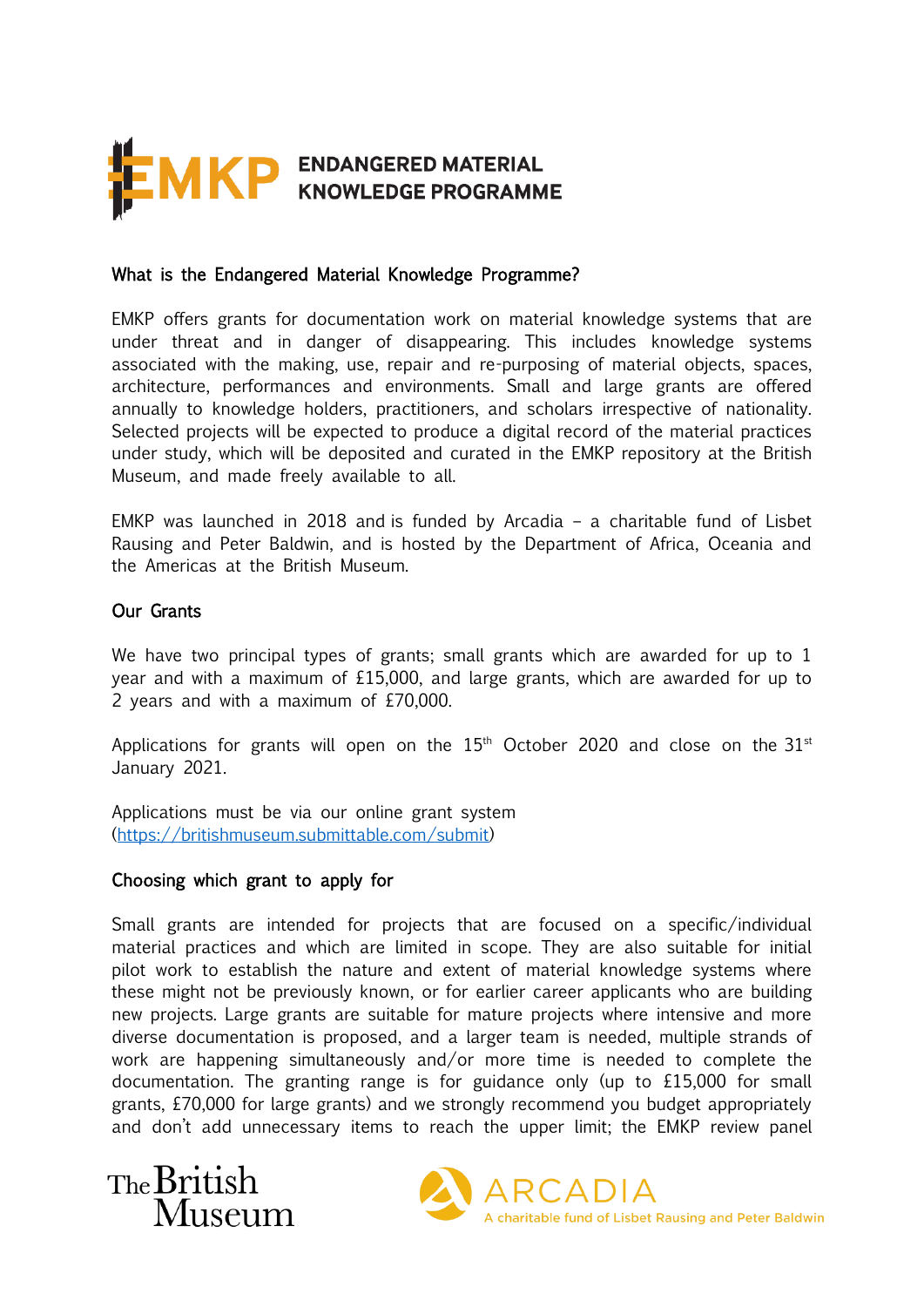# EMKP ENDANGERED MATERIAL KNOWLEDGE PROGRAMME

## What is the Endangered Material Knowledge Programme?

EMKP offers grants for documentation work on material knowledge systems that are under threat and in danger of disappearing. This includes knowledge systems associated with the making, use, repair and re-purposing of material objects, spaces, architecture, performances and environments. Small and large grants are offered annually to knowledge holders, practitioners, and scholars irrespective of nationality. Selected projects will be expected to produce a digital record of the material practices under study, which will be deposited and curated in the EMKP repository at the British Museum, and made freely available to all.

EMKP was launched in 2018 and is funded by Arcadia – a charitable fund of Lisbet Rausing and Peter Baldwin, and is hosted by the Department of Africa, Oceania and the Americas at the British Museum.

## Our Grants

We have two principal types of grants; small grants which are awarded for up to 1 year and with a maximum of £15,000, and large grants, which are awarded for up to 2 years and with a maximum of £70,000.

Applications for grants will open on the 15th October 2020 and close on the 31st January 2021.

Applications must be via our online grant system (https://britishmuseum.submittable.com/submit)

## Choosing which grant to apply for

Small grants are intended for projects that are focused on a specific/individual material practices and which are limited in scope. They are also suitable for initial pilot work to establish the nature and extent of material knowledge systems where these might not be previously known, or for earlier career applicants who are building new projects. Large grants are suitable for mature projects where intensive and more diverse documentation is proposed, and a larger team is needed, multiple strands of work are happening simultaneously and/or more time is needed to complete the documentation. The granting range is for guidance only (up to £15,000 for small grants, £70,000 for large grants) and we strongly recommend you budget appropriately and don't add unnecessary items to reach the upper limit; the EMKP review panel

The British Museum

ARCADIA
A charitable fund of Lisbet Rausing and Peter Baldwin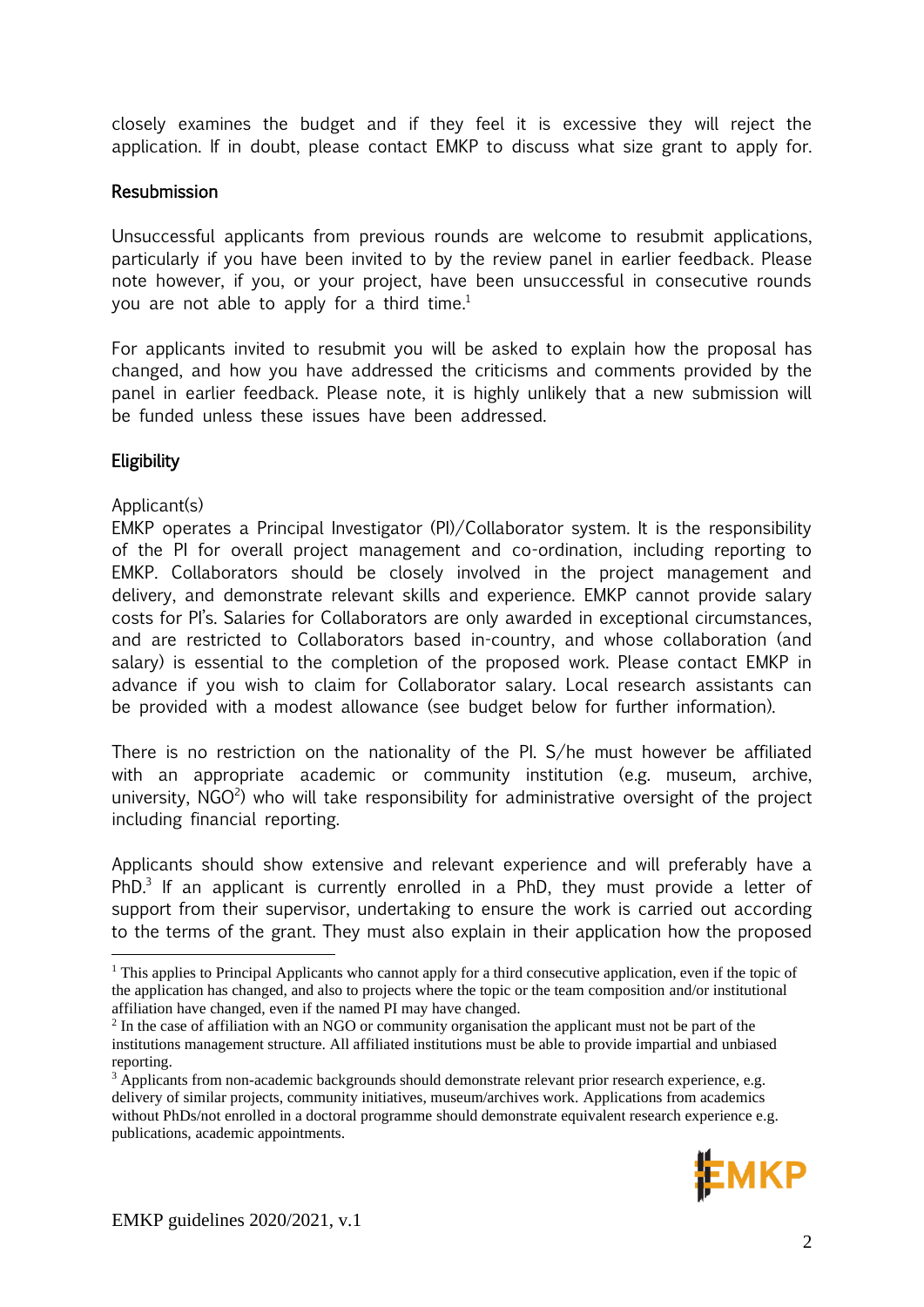closely examines the budget and if they feel it is excessive they will reject the application. If in doubt, please contact EMKP to discuss what size grant to apply for.

## Resubmission

Unsuccessful applicants from previous rounds are welcome to resubmit applications, particularly if you have been invited to by the review panel in earlier feedback. Please note however, if you, or your project, have been unsuccessful in consecutive rounds you are not able to apply for a third time.[1]

For applicants invited to resubmit you will be asked to explain how the proposal has changed, and how you have addressed the criticisms and comments provided by the panel in earlier feedback. Please note, it is highly unlikely that a new submission will be funded unless these issues have been addressed.

## Eligibility

Applicant(s)

EMKP operates a Principal Investigator (PI)/Collaborator system. It is the responsibility of the PI for overall project management and co-ordination, including reporting to EMKP. Collaborators should be closely involved in the project management and delivery, and demonstrate relevant skills and experience. EMKP cannot provide salary costs for PI's. Salaries for Collaborators are only awarded in exceptional circumstances, and are restricted to Collaborators based in-country, and whose collaboration (and salary) is essential to the completion of the proposed work. Please contact EMKP in advance if you wish to claim for Collaborator salary. Local research assistants can be provided with a modest allowance (see budget below for further information).

There is no restriction on the nationality of the PI. S/he must however be affiliated with an appropriate academic or community institution (e.g. museum, archive, university, NGO[2]) who will take responsibility for administrative oversight of the project including financial reporting.

Applicants should show extensive and relevant experience and will preferably have a PhD.[3] If an applicant is currently enrolled in a PhD, they must provide a letter of support from their supervisor, undertaking to ensure the work is carried out according to the terms of the grant. They must also explain in their application how the proposed

---

[1] This applies to Principal Applicants who cannot apply for a third consecutive application, even if the topic of the application has changed, and also to projects where the topic or the team composition and/or institutional affiliation have changed, even if the named PI may have changed.

[2] In the case of affiliation with an NGO or community organisation the applicant must not be part of the institutions management structure. All affiliated institutions must be able to provide impartial and unbiased reporting.

[3] Applicants from non-academic backgrounds should demonstrate relevant prior research experience, e.g. delivery of similar projects, community initiatives, museum/archives work. Applications from academics without PhDs/not enrolled in a doctoral programme should demonstrate equivalent research experience e.g. publications, academic appointments.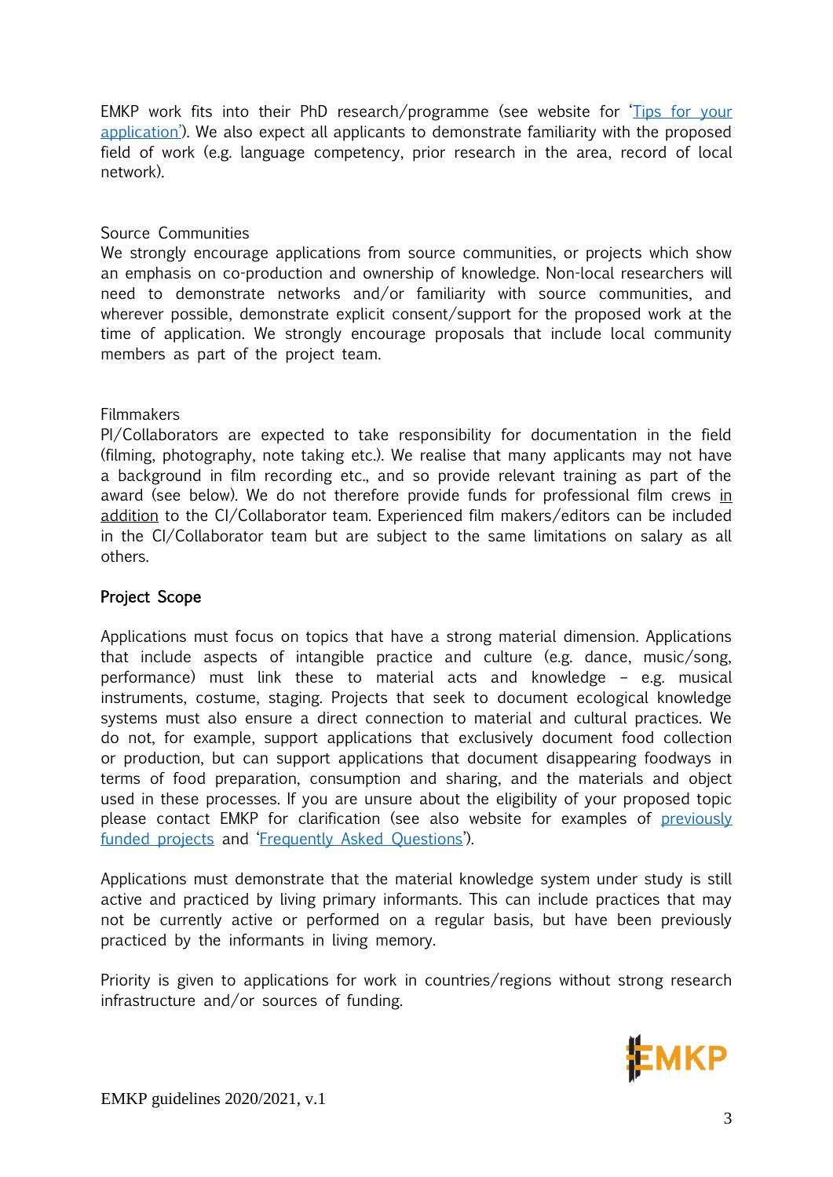EMKP work fits into their PhD research/programme (see website for '[Tips for your application](Tips for your application)'). We also expect all applicants to demonstrate familiarity with the proposed field of work (e.g. language competency, prior research in the area, record of local network).

Source Communities
We strongly encourage applications from source communities, or projects which show an emphasis on co-production and ownership of knowledge. Non-local researchers will need to demonstrate networks and/or familiarity with source communities, and wherever possible, demonstrate explicit consent/support for the proposed work at the time of application. We strongly encourage proposals that include local community members as part of the project team.

Filmmakers
PI/Collaborators are expected to take responsibility for documentation in the field (filming, photography, note taking etc.). We realise that many applicants may not have a background in film recording etc., and so provide relevant training as part of the award (see below). We do not therefore provide funds for professional film crews <u>in addition</u> to the CI/Collaborator team. Experienced film makers/editors can be included in the CI/Collaborator team but are subject to the same limitations on salary as all others.

## Project Scope

Applications must focus on topics that have a strong material dimension. Applications that include aspects of intangible practice and culture (e.g. dance, music/song, performance) must link these to material acts and knowledge – e.g. musical instruments, costume, staging. Projects that seek to document ecological knowledge systems must also ensure a direct connection to material and cultural practices. We do not, for example, support applications that exclusively document food collection or production, but can support applications that document disappearing foodways in terms of food preparation, consumption and sharing, and the materials and object used in these processes. If you are unsure about the eligibility of your proposed topic please contact EMKP for clarification (see also website for examples of [previously funded projects](previously funded projects) and '[Frequently Asked Questions](Frequently Asked Questions)').

Applications must demonstrate that the material knowledge system under study is still active and practiced by living primary informants. This can include practices that may not be currently active or performed on a regular basis, but have been previously practiced by the informants in living memory.

Priority is given to applications for work in countries/regions without strong research infrastructure and/or sources of funding.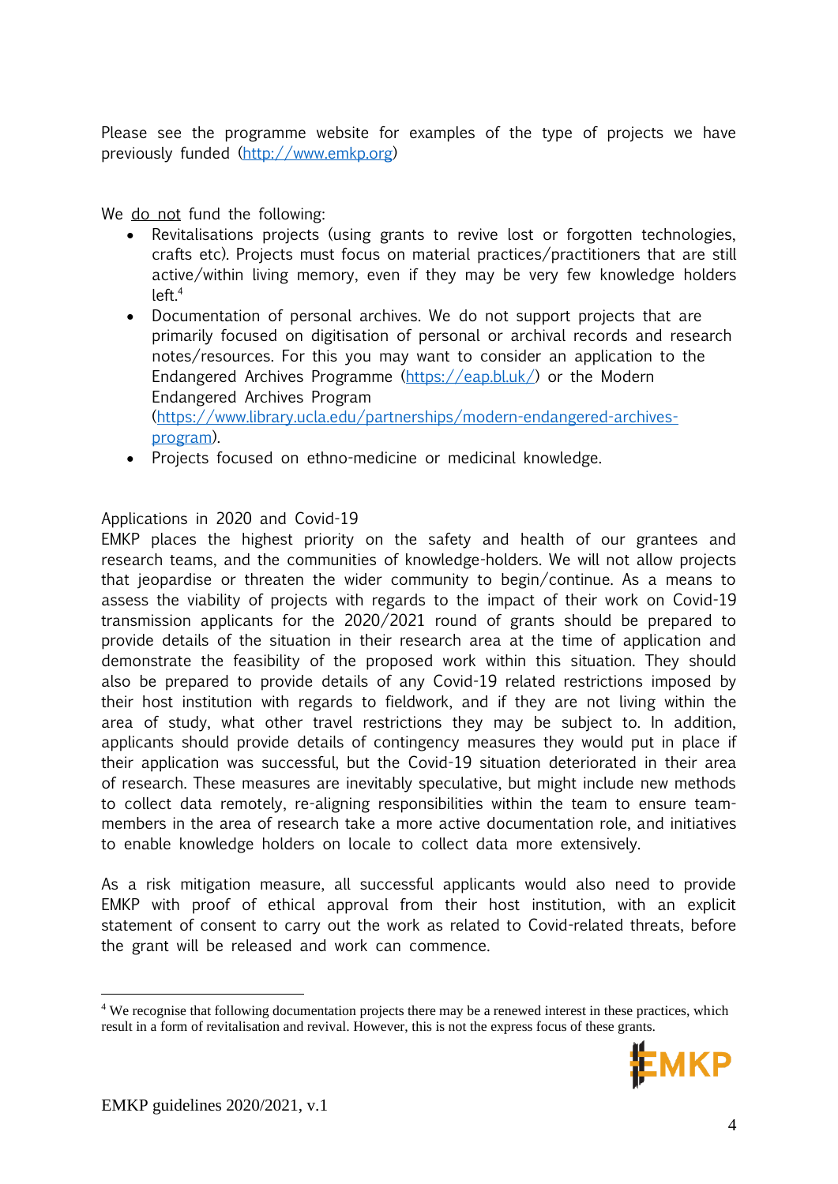Please see the programme website for examples of the type of projects we have previously funded (http://www.emkp.org)

We <u>do not</u> fund the following:

- Revitalisations projects (using grants to revive lost or forgotten technologies, crafts etc). Projects must focus on material practices/practitioners that are still active/within living memory, even if they may be very few knowledge holders left.[4]
- Documentation of personal archives. We do not support projects that are primarily focused on digitisation of personal or archival records and research notes/resources. For this you may want to consider an application to the Endangered Archives Programme (https://eap.bl.uk/) or the Modern Endangered Archives Program (https://www.library.ucla.edu/partnerships/modern-endangered-archives-program).
- Projects focused on ethno-medicine or medicinal knowledge.

Applications in 2020 and Covid-19

EMKP places the highest priority on the safety and health of our grantees and research teams, and the communities of knowledge-holders. We will not allow projects that jeopardise or threaten the wider community to begin/continue. As a means to assess the viability of projects with regards to the impact of their work on Covid-19 transmission applicants for the 2020/2021 round of grants should be prepared to provide details of the situation in their research area at the time of application and demonstrate the feasibility of the proposed work within this situation. They should also be prepared to provide details of any Covid-19 related restrictions imposed by their host institution with regards to fieldwork, and if they are not living within the area of study, what other travel restrictions they may be subject to. In addition, applicants should provide details of contingency measures they would put in place if their application was successful, but the Covid-19 situation deteriorated in their area of research. These measures are inevitably speculative, but might include new methods to collect data remotely, re-aligning responsibilities within the team to ensure team-members in the area of research take a more active documentation role, and initiatives to enable knowledge holders on locale to collect data more extensively.

As a risk mitigation measure, all successful applicants would also need to provide EMKP with proof of ethical approval from their host institution, with an explicit statement of consent to carry out the work as related to Covid-related threats, before the grant will be released and work can commence.

[4] We recognise that following documentation projects there may be a renewed interest in these practices, which result in a form of revitalisation and revival. However, this is not the express focus of these grants.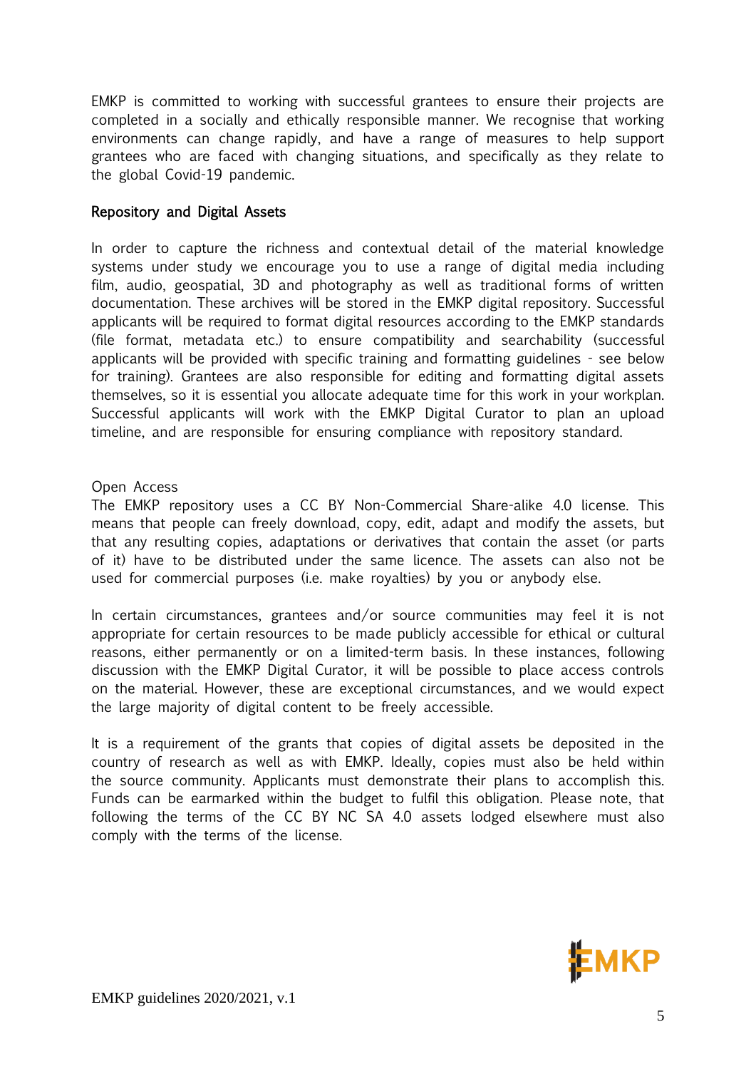EMKP is committed to working with successful grantees to ensure their projects are completed in a socially and ethically responsible manner. We recognise that working environments can change rapidly, and have a range of measures to help support grantees who are faced with changing situations, and specifically as they relate to the global Covid-19 pandemic.

## Repository and Digital Assets

In order to capture the richness and contextual detail of the material knowledge systems under study we encourage you to use a range of digital media including film, audio, geospatial, 3D and photography as well as traditional forms of written documentation. These archives will be stored in the EMKP digital repository. Successful applicants will be required to format digital resources according to the EMKP standards (file format, metadata etc.) to ensure compatibility and searchability (successful applicants will be provided with specific training and formatting guidelines - see below for training). Grantees are also responsible for editing and formatting digital assets themselves, so it is essential you allocate adequate time for this work in your workplan. Successful applicants will work with the EMKP Digital Curator to plan an upload timeline, and are responsible for ensuring compliance with repository standard.

### Open Access

The EMKP repository uses a CC BY Non-Commercial Share-alike 4.0 license. This means that people can freely download, copy, edit, adapt and modify the assets, but that any resulting copies, adaptations or derivatives that contain the asset (or parts of it) have to be distributed under the same licence. The assets can also not be used for commercial purposes (i.e. make royalties) by you or anybody else.

In certain circumstances, grantees and/or source communities may feel it is not appropriate for certain resources to be made publicly accessible for ethical or cultural reasons, either permanently or on a limited-term basis. In these instances, following discussion with the EMKP Digital Curator, it will be possible to place access controls on the material. However, these are exceptional circumstances, and we would expect the large majority of digital content to be freely accessible.

It is a requirement of the grants that copies of digital assets be deposited in the country of research as well as with EMKP. Ideally, copies must also be held within the source community. Applicants must demonstrate their plans to accomplish this. Funds can be earmarked within the budget to fulfil this obligation. Please note, that following the terms of the CC BY NC SA 4.0 assets lodged elsewhere must also comply with the terms of the license.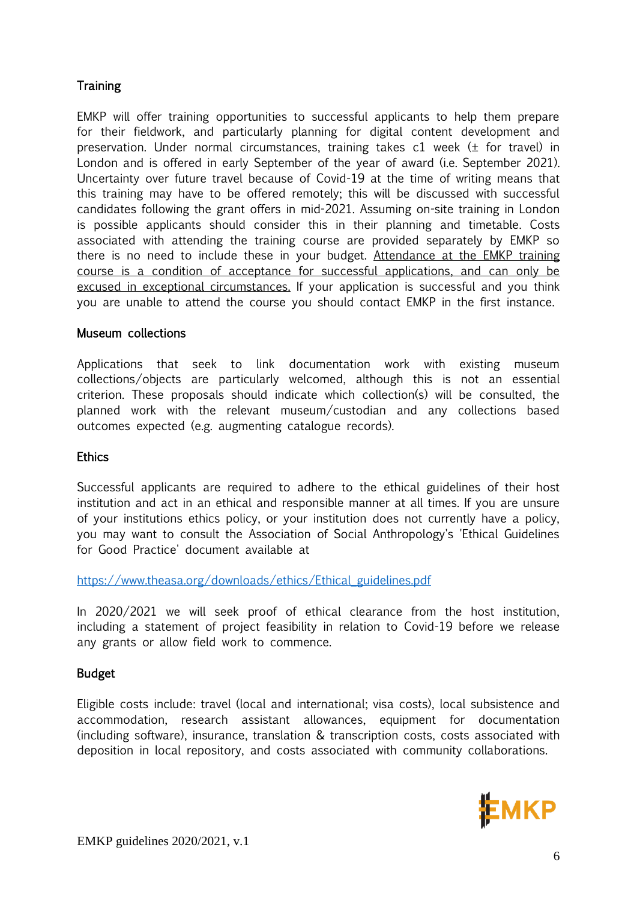## Training

EMKP will offer training opportunities to successful applicants to help them prepare for their fieldwork, and particularly planning for digital content development and preservation. Under normal circumstances, training takes c1 week (± for travel) in London and is offered in early September of the year of award (i.e. September 2021). Uncertainty over future travel because of Covid-19 at the time of writing means that this training may have to be offered remotely; this will be discussed with successful candidates following the grant offers in mid-2021. Assuming on-site training in London is possible applicants should consider this in their planning and timetable. Costs associated with attending the training course are provided separately by EMKP so there is no need to include these in your budget. Attendance at the EMKP training course is a condition of acceptance for successful applications, and can only be excused in exceptional circumstances. If your application is successful and you think you are unable to attend the course you should contact EMKP in the first instance.

## Museum collections

Applications that seek to link documentation work with existing museum collections/objects are particularly welcomed, although this is not an essential criterion. These proposals should indicate which collection(s) will be consulted, the planned work with the relevant museum/custodian and any collections based outcomes expected (e.g. augmenting catalogue records).

## Ethics

Successful applicants are required to adhere to the ethical guidelines of their host institution and act in an ethical and responsible manner at all times. If you are unsure of your institutions ethics policy, or your institution does not currently have a policy, you may want to consult the Association of Social Anthropology's 'Ethical Guidelines for Good Practice' document available at

https://www.theasa.org/downloads/ethics/Ethical_guidelines.pdf

In 2020/2021 we will seek proof of ethical clearance from the host institution, including a statement of project feasibility in relation to Covid-19 before we release any grants or allow field work to commence.

## Budget

Eligible costs include: travel (local and international; visa costs), local subsistence and accommodation, research assistant allowances, equipment for documentation (including software), insurance, translation & transcription costs, costs associated with deposition in local repository, and costs associated with community collaborations.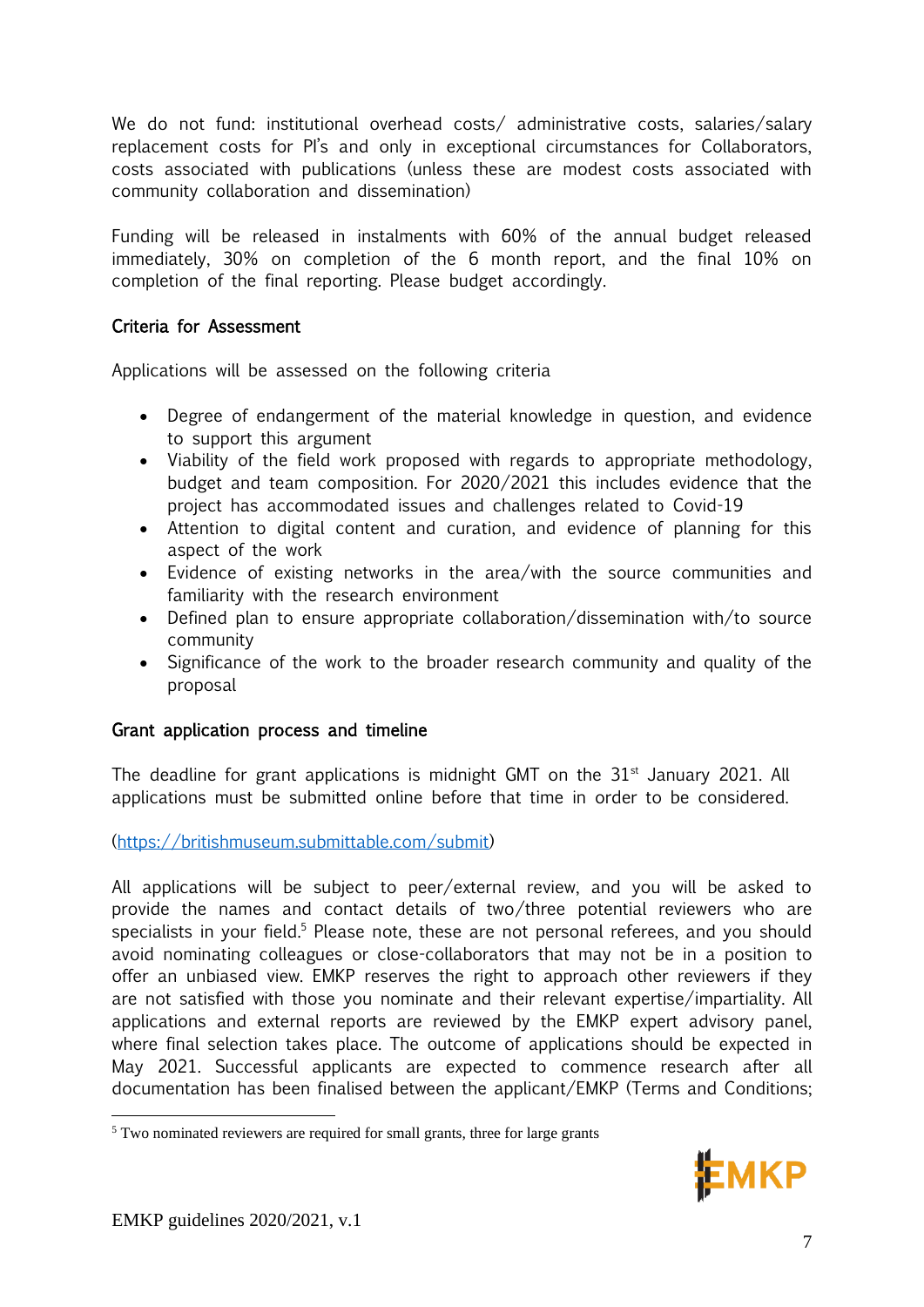We do not fund: institutional overhead costs/ administrative costs, salaries/salary replacement costs for PI's and only in exceptional circumstances for Collaborators, costs associated with publications (unless these are modest costs associated with community collaboration and dissemination)

Funding will be released in instalments with 60% of the annual budget released immediately, 30% on completion of the 6 month report, and the final 10% on completion of the final reporting. Please budget accordingly.

### Criteria for Assessment

Applications will be assessed on the following criteria

- Degree of endangerment of the material knowledge in question, and evidence to support this argument
- Viability of the field work proposed with regards to appropriate methodology, budget and team composition. For 2020/2021 this includes evidence that the project has accommodated issues and challenges related to Covid-19
- Attention to digital content and curation, and evidence of planning for this aspect of the work
- Evidence of existing networks in the area/with the source communities and familiarity with the research environment
- Defined plan to ensure appropriate collaboration/dissemination with/to source community
- Significance of the work to the broader research community and quality of the proposal

### Grant application process and timeline

The deadline for grant applications is midnight GMT on the 31st January 2021. All applications must be submitted online before that time in order to be considered.

(https://britishmuseum.submittable.com/submit)

All applications will be subject to peer/external review, and you will be asked to provide the names and contact details of two/three potential reviewers who are specialists in your field.[5] Please note, these are not personal referees, and you should avoid nominating colleagues or close-collaborators that may not be in a position to offer an unbiased view. EMKP reserves the right to approach other reviewers if they are not satisfied with those you nominate and their relevant expertise/impartiality. All applications and external reports are reviewed by the EMKP expert advisory panel, where final selection takes place. The outcome of applications should be expected in May 2021. Successful applicants are expected to commence research after all documentation has been finalised between the applicant/EMKP (Terms and Conditions;

[5] Two nominated reviewers are required for small grants, three for large grants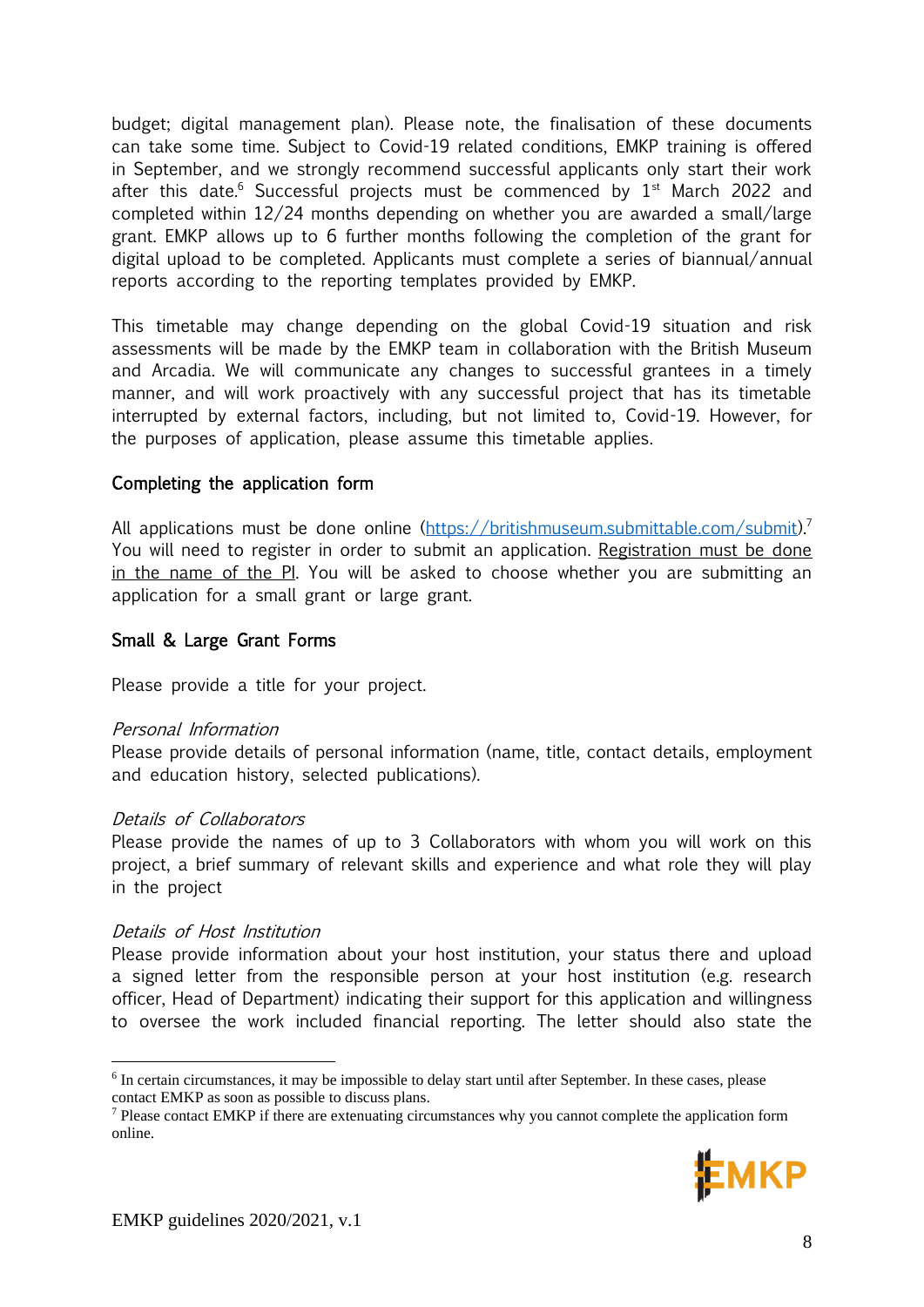budget; digital management plan). Please note, the finalisation of these documents can take some time. Subject to Covid-19 related conditions, EMKP training is offered in September, and we strongly recommend successful applicants only start their work after this date.[6] Successful projects must be commenced by 1st March 2022 and completed within 12/24 months depending on whether you are awarded a small/large grant. EMKP allows up to 6 further months following the completion of the grant for digital upload to be completed. Applicants must complete a series of biannual/annual reports according to the reporting templates provided by EMKP.

This timetable may change depending on the global Covid-19 situation and risk assessments will be made by the EMKP team in collaboration with the British Museum and Arcadia. We will communicate any changes to successful grantees in a timely manner, and will work proactively with any successful project that has its timetable interrupted by external factors, including, but not limited to, Covid-19. However, for the purposes of application, please assume this timetable applies.

### Completing the application form

All applications must be done online (https://britishmuseum.submittable.com/submit).[7] You will need to register in order to submit an application. Registration must be done in the name of the PI. You will be asked to choose whether you are submitting an application for a small grant or large grant.

### Small & Large Grant Forms

Please provide a title for your project.

*Personal Information*
Please provide details of personal information (name, title, contact details, employment and education history, selected publications).

*Details of Collaborators*
Please provide the names of up to 3 Collaborators with whom you will work on this project, a brief summary of relevant skills and experience and what role they will play in the project

*Details of Host Institution*
Please provide information about your host institution, your status there and upload a signed letter from the responsible person at your host institution (e.g. research officer, Head of Department) indicating their support for this application and willingness to oversee the work included financial reporting. The letter should also state the

---

[6] In certain circumstances, it may be impossible to delay start until after September. In these cases, please contact EMKP as soon as possible to discuss plans.

[7] Please contact EMKP if there are extenuating circumstances why you cannot complete the application form online.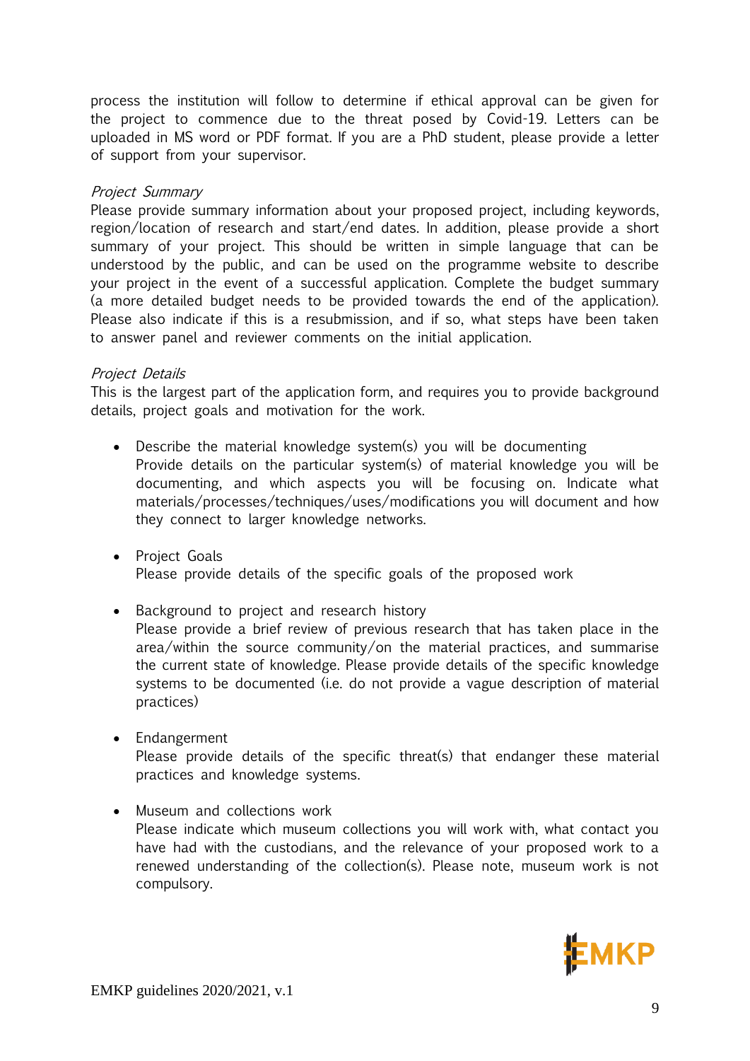process the institution will follow to determine if ethical approval can be given for the project to commence due to the threat posed by Covid-19. Letters can be uploaded in MS word or PDF format. If you are a PhD student, please provide a letter of support from your supervisor.

*Project Summary*

Please provide summary information about your proposed project, including keywords, region/location of research and start/end dates. In addition, please provide a short summary of your project. This should be written in simple language that can be understood by the public, and can be used on the programme website to describe your project in the event of a successful application. Complete the budget summary (a more detailed budget needs to be provided towards the end of the application). Please also indicate if this is a resubmission, and if so, what steps have been taken to answer panel and reviewer comments on the initial application.

*Project Details*

This is the largest part of the application form, and requires you to provide background details, project goals and motivation for the work.

- Describe the material knowledge system(s) you will be documenting
  Provide details on the particular system(s) of material knowledge you will be documenting, and which aspects you will be focusing on. Indicate what materials/processes/techniques/uses/modifications you will document and how they connect to larger knowledge networks.

- Project Goals
  Please provide details of the specific goals of the proposed work

- Background to project and research history
  Please provide a brief review of previous research that has taken place in the area/within the source community/on the material practices, and summarise the current state of knowledge. Please provide details of the specific knowledge systems to be documented (i.e. do not provide a vague description of material practices)

- Endangerment
  Please provide details of the specific threat(s) that endanger these material practices and knowledge systems.

- Museum and collections work
  Please indicate which museum collections you will work with, what contact you have had with the custodians, and the relevance of your proposed work to a renewed understanding of the collection(s). Please note, museum work is not compulsory.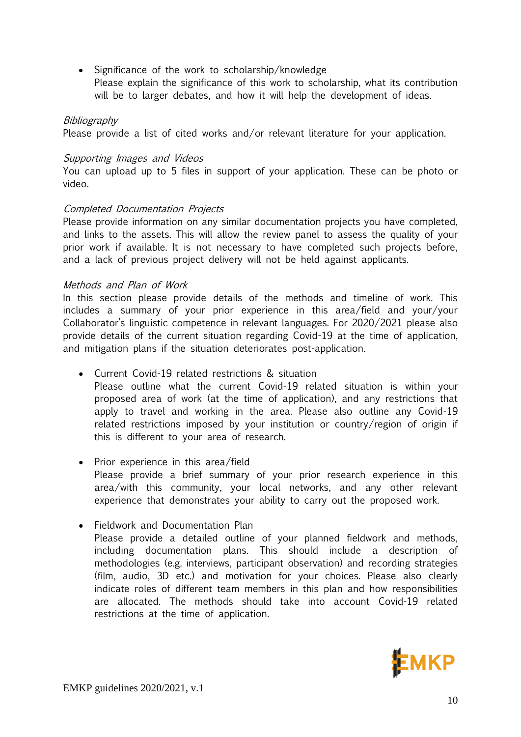- Significance of the work to scholarship/knowledge
  Please explain the significance of this work to scholarship, what its contribution will be to larger debates, and how it will help the development of ideas.

*Bibliography*

Please provide a list of cited works and/or relevant literature for your application.

*Supporting Images and Videos*

You can upload up to 5 files in support of your application. These can be photo or video.

*Completed Documentation Projects*

Please provide information on any similar documentation projects you have completed, and links to the assets. This will allow the review panel to assess the quality of your prior work if available. It is not necessary to have completed such projects before, and a lack of previous project delivery will not be held against applicants.

*Methods and Plan of Work*

In this section please provide details of the methods and timeline of work. This includes a summary of your prior experience in this area/field and your/your Collaborator's linguistic competence in relevant languages. For 2020/2021 please also provide details of the current situation regarding Covid-19 at the time of application, and mitigation plans if the situation deteriorates post-application.

- Current Covid-19 related restrictions & situation
  Please outline what the current Covid-19 related situation is within your proposed area of work (at the time of application), and any restrictions that apply to travel and working in the area. Please also outline any Covid-19 related restrictions imposed by your institution or country/region of origin if this is different to your area of research.

- Prior experience in this area/field
  Please provide a brief summary of your prior research experience in this area/with this community, your local networks, and any other relevant experience that demonstrates your ability to carry out the proposed work.

- Fieldwork and Documentation Plan
  Please provide a detailed outline of your planned fieldwork and methods, including documentation plans. This should include a description of methodologies (e.g. interviews, participant observation) and recording strategies (film, audio, 3D etc.) and motivation for your choices. Please also clearly indicate roles of different team members in this plan and how responsibilities are allocated. The methods should take into account Covid-19 related restrictions at the time of application.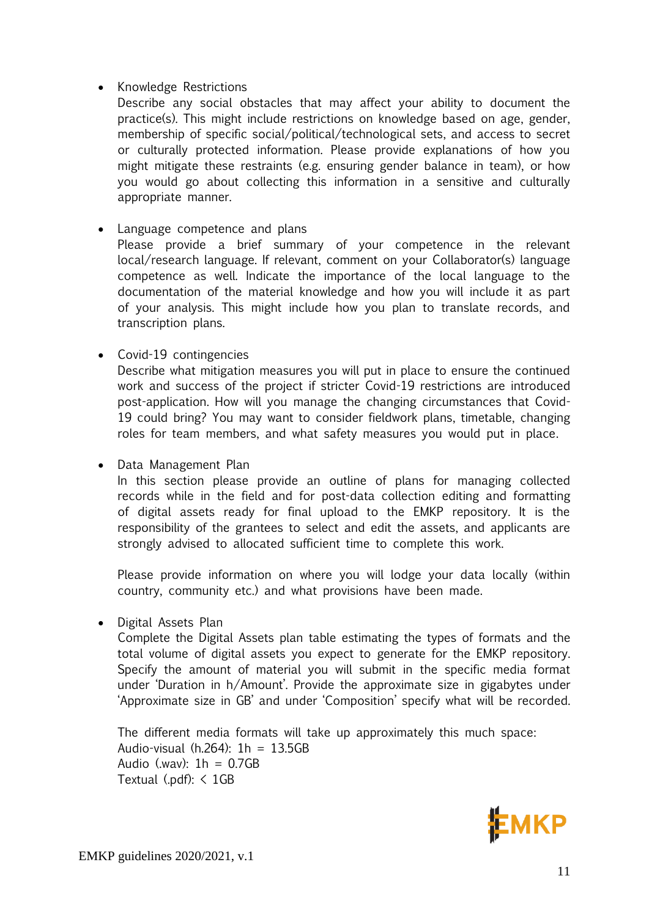- Knowledge Restrictions

  Describe any social obstacles that may affect your ability to document the practice(s). This might include restrictions on knowledge based on age, gender, membership of specific social/political/technological sets, and access to secret or culturally protected information. Please provide explanations of how you might mitigate these restraints (e.g. ensuring gender balance in team), or how you would go about collecting this information in a sensitive and culturally appropriate manner.

- Language competence and plans

  Please provide a brief summary of your competence in the relevant local/research language. If relevant, comment on your Collaborator(s) language competence as well. Indicate the importance of the local language to the documentation of the material knowledge and how you will include it as part of your analysis. This might include how you plan to translate records, and transcription plans.

- Covid-19 contingencies

  Describe what mitigation measures you will put in place to ensure the continued work and success of the project if stricter Covid-19 restrictions are introduced post-application. How will you manage the changing circumstances that Covid-19 could bring? You may want to consider fieldwork plans, timetable, changing roles for team members, and what safety measures you would put in place.

- Data Management Plan

  In this section please provide an outline of plans for managing collected records while in the field and for post-data collection editing and formatting of digital assets ready for final upload to the EMKP repository. It is the responsibility of the grantees to select and edit the assets, and applicants are strongly advised to allocated sufficient time to complete this work.

  Please provide information on where you will lodge your data locally (within country, community etc.) and what provisions have been made.

- Digital Assets Plan

  Complete the Digital Assets plan table estimating the types of formats and the total volume of digital assets you expect to generate for the EMKP repository. Specify the amount of material you will submit in the specific media format under 'Duration in h/Amount'. Provide the approximate size in gigabytes under 'Approximate size in GB' and under 'Composition' specify what will be recorded.

  The different media formats will take up approximately this much space:
  Audio-visual (h.264): 1h = 13.5GB
  Audio (.wav): 1h = 0.7GB
  Textual (.pdf): < 1GB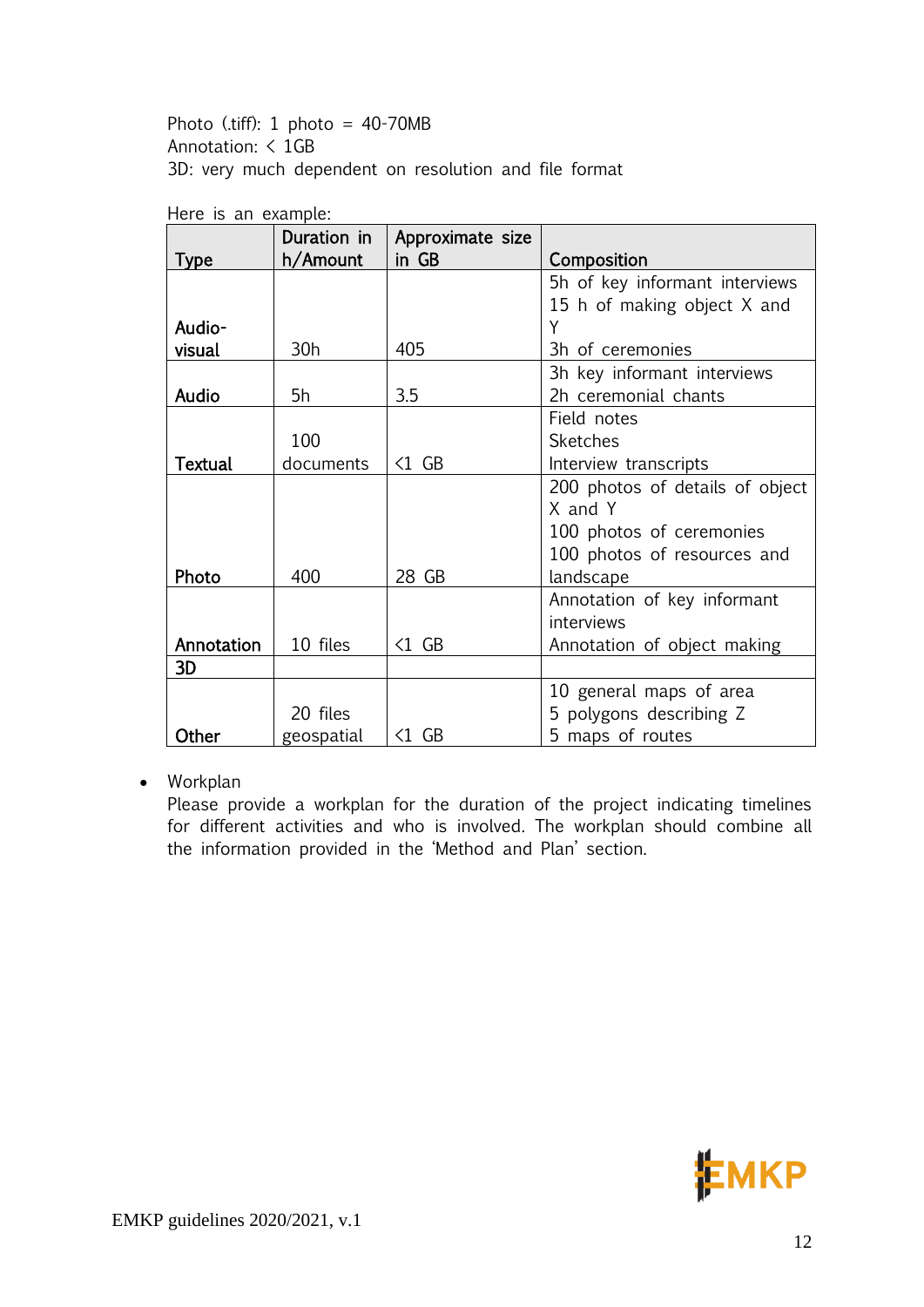Photo (.tiff): 1 photo = 40-70MB
Annotation: < 1GB
3D: very much dependent on resolution and file format

Here is an example:

| Type | Duration in h/Amount | Approximate size in GB | Composition |
|---|---|---|---|
| Audio-visual | 30h | 405 | 5h of key informant interviews<br>15 h of making object X and Y<br>3h of ceremonies |
| Audio | 5h | 3.5 | 3h key informant interviews<br>2h ceremonial chants |
| Textual | 100 documents | <1 GB | Field notes<br>Sketches<br>Interview transcripts |
| Photo | 400 | 28 GB | 200 photos of details of object X and Y<br>100 photos of ceremonies<br>100 photos of resources and landscape |
| Annotation | 10 files | <1 GB | Annotation of key informant interviews<br>Annotation of object making |
| 3D | | | |
| Other | 20 files geospatial | <1 GB | 10 general maps of area<br>5 polygons describing Z<br>5 maps of routes |

- Workplan
  Please provide a workplan for the duration of the project indicating timelines for different activities and who is involved. The workplan should combine all the information provided in the 'Method and Plan' section.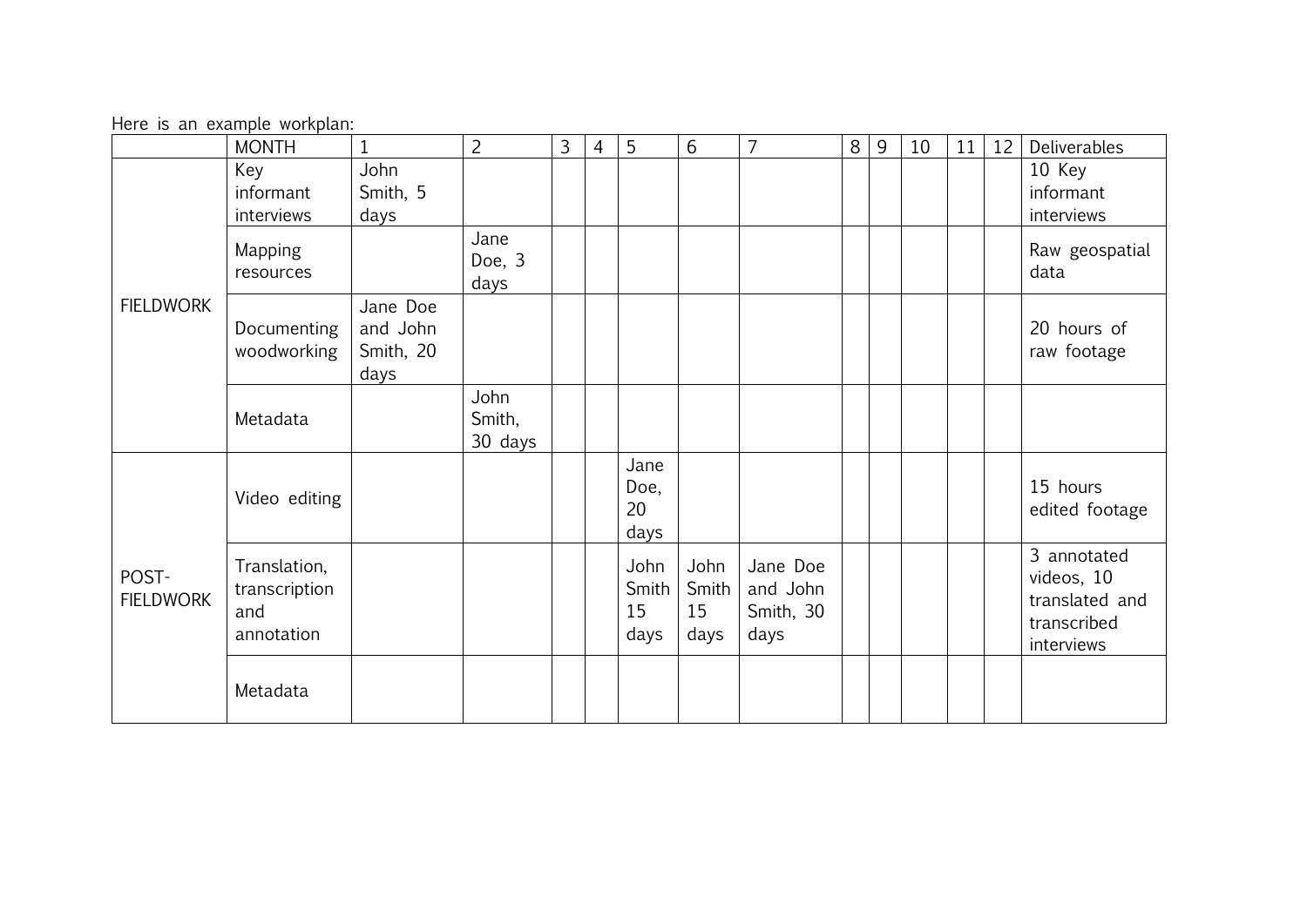Here is an example workplan:

| | MONTH | 1 | 2 | 3 | 4 | 5 | 6 | 7 | 8 | 9 | 10 | 11 | 12 | Deliverables |
|---|---|---|---|---|---|---|---|---|---|---|---|---|---|---|
| FIELDWORK | Key informant interviews | John Smith, 5 days | | | | | | | | | | | | 10 Key informant interviews |
| | Mapping resources | | Jane Doe, 3 days | | | | | | | | | | | Raw geospatial data |
| | Documenting woodworking | Jane Doe and John Smith, 20 days | | | | | | | | | | | | 20 hours of raw footage |
| | Metadata | | John Smith, 30 days | | | | | | | | | | | |
| POST-FIELDWORK | Video editing | | | | | Jane Doe, 20 days | | | | | | | | 15 hours edited footage |
| | Translation, transcription and annotation | | | | | John Smith 15 days | John Smith 15 days | Jane Doe and John Smith, 30 days | | | | | | 3 annotated videos, 10 translated and transcribed interviews |
| | Metadata | | | | | | | | | | | | | |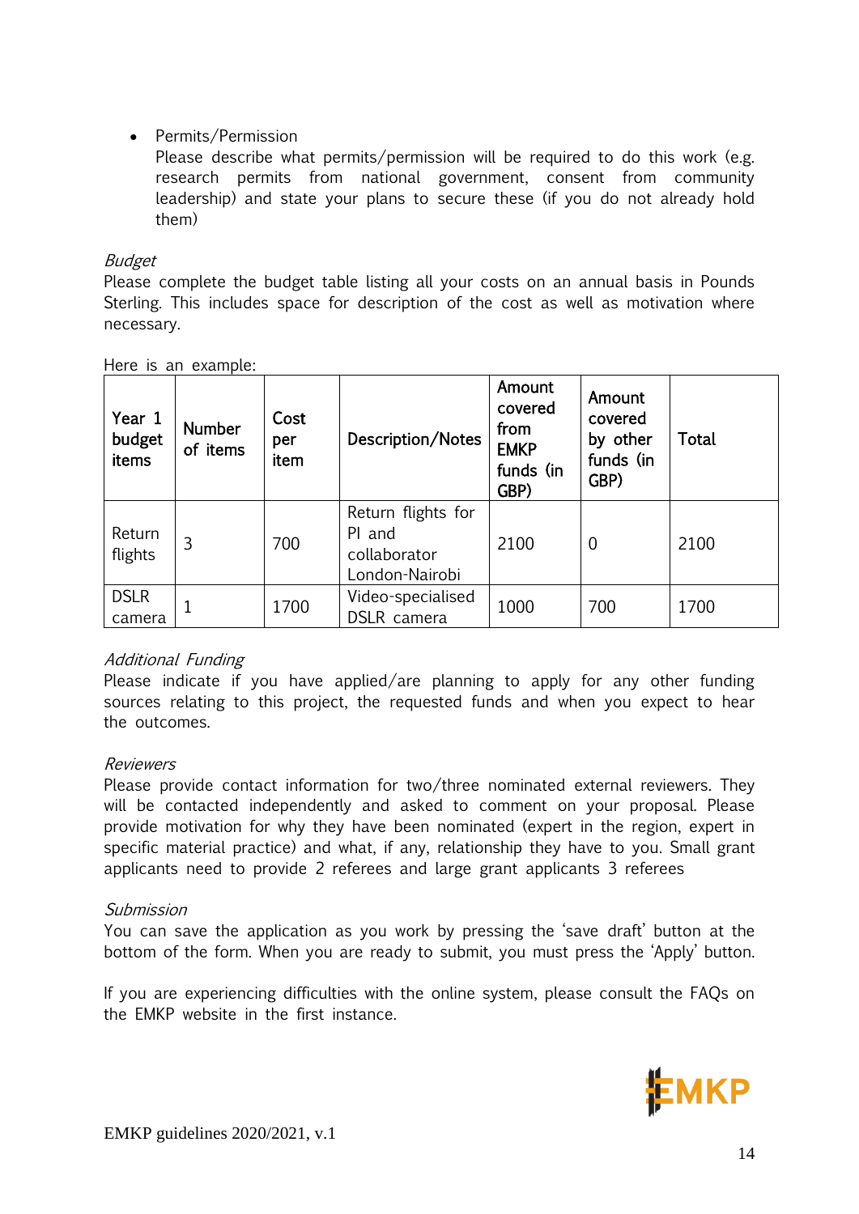- Permits/Permission
  Please describe what permits/permission will be required to do this work (e.g. research permits from national government, consent from community leadership) and state your plans to secure these (if you do not already hold them)

*Budget*
Please complete the budget table listing all your costs on an annual basis in Pounds Sterling. This includes space for description of the cost as well as motivation where necessary.

Here is an example:

| Year 1 budget items | Number of items | Cost per item | Description/Notes | Amount covered from EMKP funds (in GBP) | Amount covered by other funds (in GBP) | Total |
|---|---|---|---|---|---|---|
| Return flights | 3 | 700 | Return flights for PI and collaborator London-Nairobi | 2100 | 0 | 2100 |
| DSLR camera | 1 | 1700 | Video-specialised DSLR camera | 1000 | 700 | 1700 |

*Additional Funding*
Please indicate if you have applied/are planning to apply for any other funding sources relating to this project, the requested funds and when you expect to hear the outcomes.

*Reviewers*
Please provide contact information for two/three nominated external reviewers. They will be contacted independently and asked to comment on your proposal. Please provide motivation for why they have been nominated (expert in the region, expert in specific material practice) and what, if any, relationship they have to you. Small grant applicants need to provide 2 referees and large grant applicants 3 referees

*Submission*
You can save the application as you work by pressing the 'save draft' button at the bottom of the form. When you are ready to submit, you must press the 'Apply' button.

If you are experiencing difficulties with the online system, please consult the FAQs on the EMKP website in the first instance.